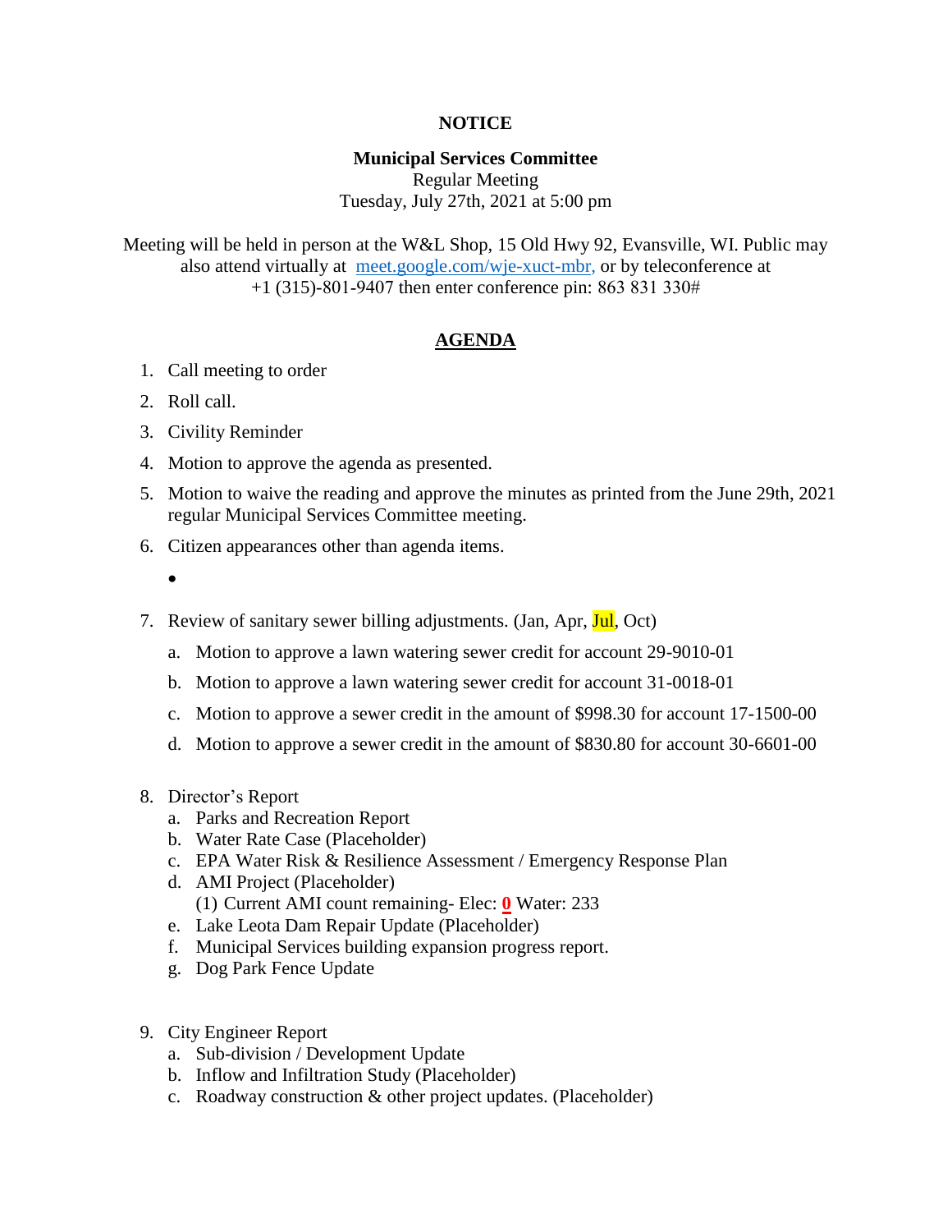**NOTICE**

**Municipal Services Committee**
Regular Meeting
Tuesday, July 27th, 2021 at 5:00 pm

Meeting will be held in person at the W&L Shop, 15 Old Hwy 92, Evansville, WI. Public may also attend virtually at [meet.google.com/wje-xuct-mbr](meet.google.com/wje-xuct-mbr), or by teleconference at +1 (315)-801-9407 then enter conference pin: 863 831 330#

## AGENDA

1. Call meeting to order
2. Roll call.
3. Civility Reminder
4. Motion to approve the agenda as presented.
5. Motion to waive the reading and approve the minutes as printed from the June 29th, 2021 regular Municipal Services Committee meeting.
6. Citizen appearances other than agenda items.
   -
7. Review of sanitary sewer billing adjustments. (Jan, Apr, Jul, Oct)
   a. Motion to approve a lawn watering sewer credit for account 29-9010-01
   b. Motion to approve a lawn watering sewer credit for account 31-0018-01
   c. Motion to approve a sewer credit in the amount of $998.30 for account 17-1500-00
   d. Motion to approve a sewer credit in the amount of $830.80 for account 30-6601-00
8. Director's Report
   a. Parks and Recreation Report
   b. Water Rate Case (Placeholder)
   c. EPA Water Risk & Resilience Assessment / Emergency Response Plan
   d. AMI Project (Placeholder)
      (1) Current AMI count remaining- Elec: **0** Water: 233
   e. Lake Leota Dam Repair Update (Placeholder)
   f. Municipal Services building expansion progress report.
   g. Dog Park Fence Update
9. City Engineer Report
   a. Sub-division / Development Update
   b. Inflow and Infiltration Study (Placeholder)
   c. Roadway construction & other project updates. (Placeholder)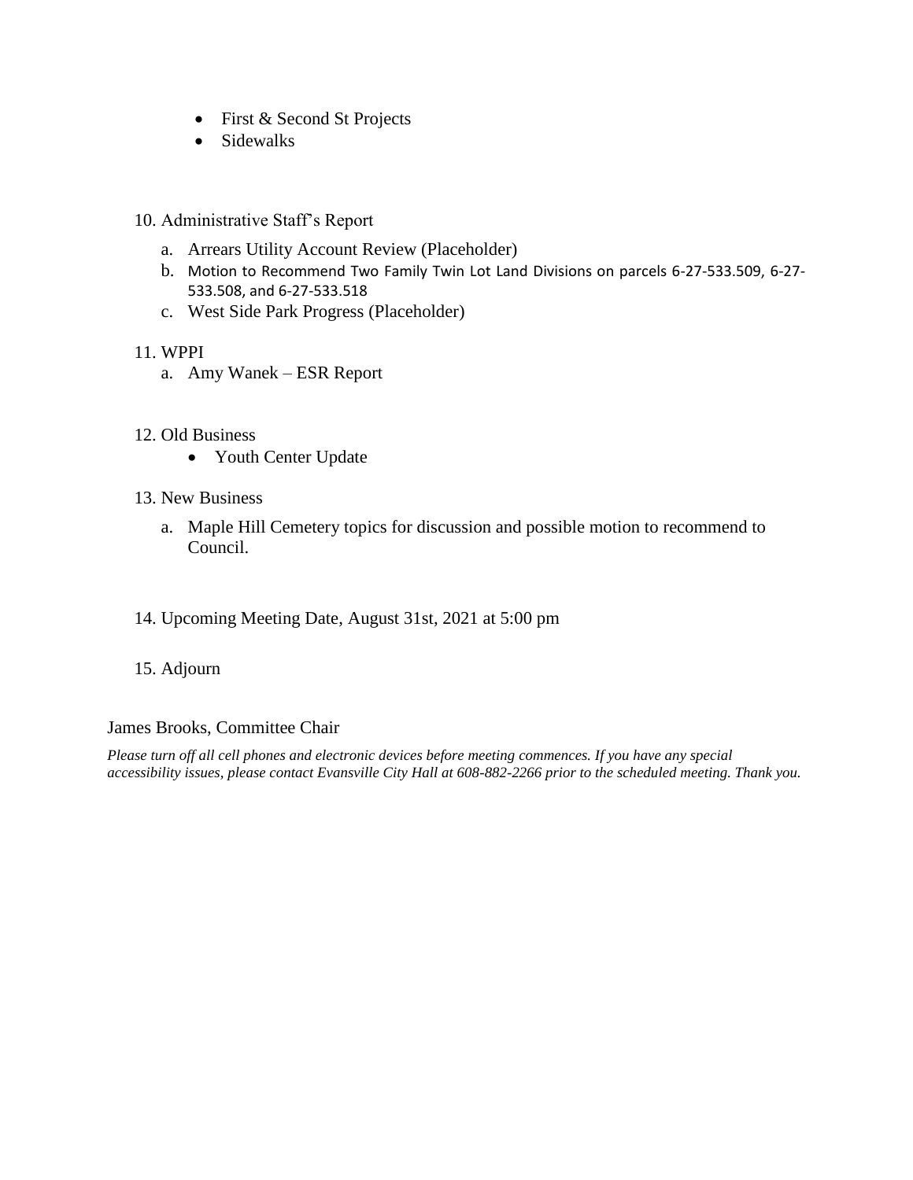- First & Second St Projects
- Sidewalks

10. Administrative Staff's Report
    a. Arrears Utility Account Review (Placeholder)
    b. Motion to Recommend Two Family Twin Lot Land Divisions on parcels 6-27-533.509, 6-27-533.508, and 6-27-533.518
    c. West Side Park Progress (Placeholder)

11. WPPI
    a. Amy Wanek – ESR Report

12. Old Business
    - Youth Center Update

13. New Business
    a. Maple Hill Cemetery topics for discussion and possible motion to recommend to Council.

14. Upcoming Meeting Date, August 31st, 2021 at 5:00 pm

15. Adjourn

James Brooks, Committee Chair

*Please turn off all cell phones and electronic devices before meeting commences. If you have any special accessibility issues, please contact Evansville City Hall at 608-882-2266 prior to the scheduled meeting. Thank you.*